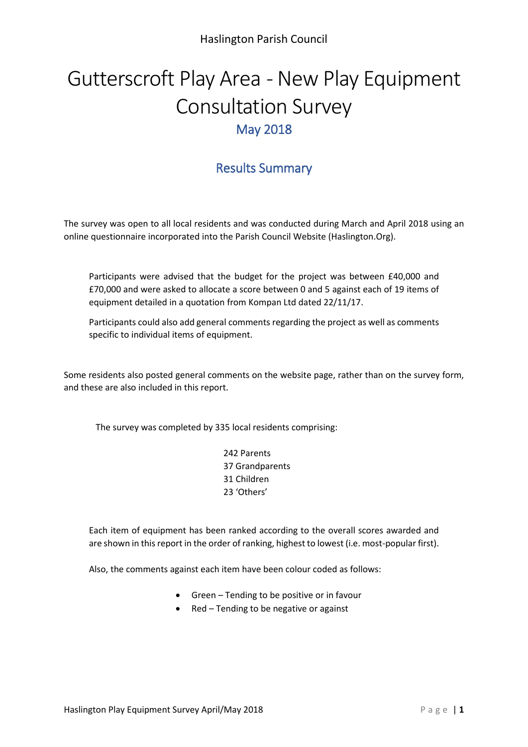Haslington Parish Council

# Gutterscroft Play Area - New Play Equipment Consultation Survey

## May 2018

## Results Summary

The survey was open to all local residents and was conducted during March and April 2018 using an online questionnaire incorporated into the Parish Council Website (Haslington.Org).

Participants were advised that the budget for the project was between £40,000 and £70,000 and were asked to allocate a score between 0 and 5 against each of 19 items of equipment detailed in a quotation from Kompan Ltd dated 22/11/17.

Participants could also add general comments regarding the project as well as comments specific to individual items of equipment.

Some residents also posted general comments on the website page, rather than on the survey form, and these are also included in this report.

The survey was completed by 335 local residents comprising:

242 Parents
37 Grandparents
31 Children
23 'Others'

Each item of equipment has been ranked according to the overall scores awarded and are shown in this report in the order of ranking, highest to lowest (i.e. most-popular first).

Also, the comments against each item have been colour coded as follows:

- Green – Tending to be positive or in favour
- Red – Tending to be negative or against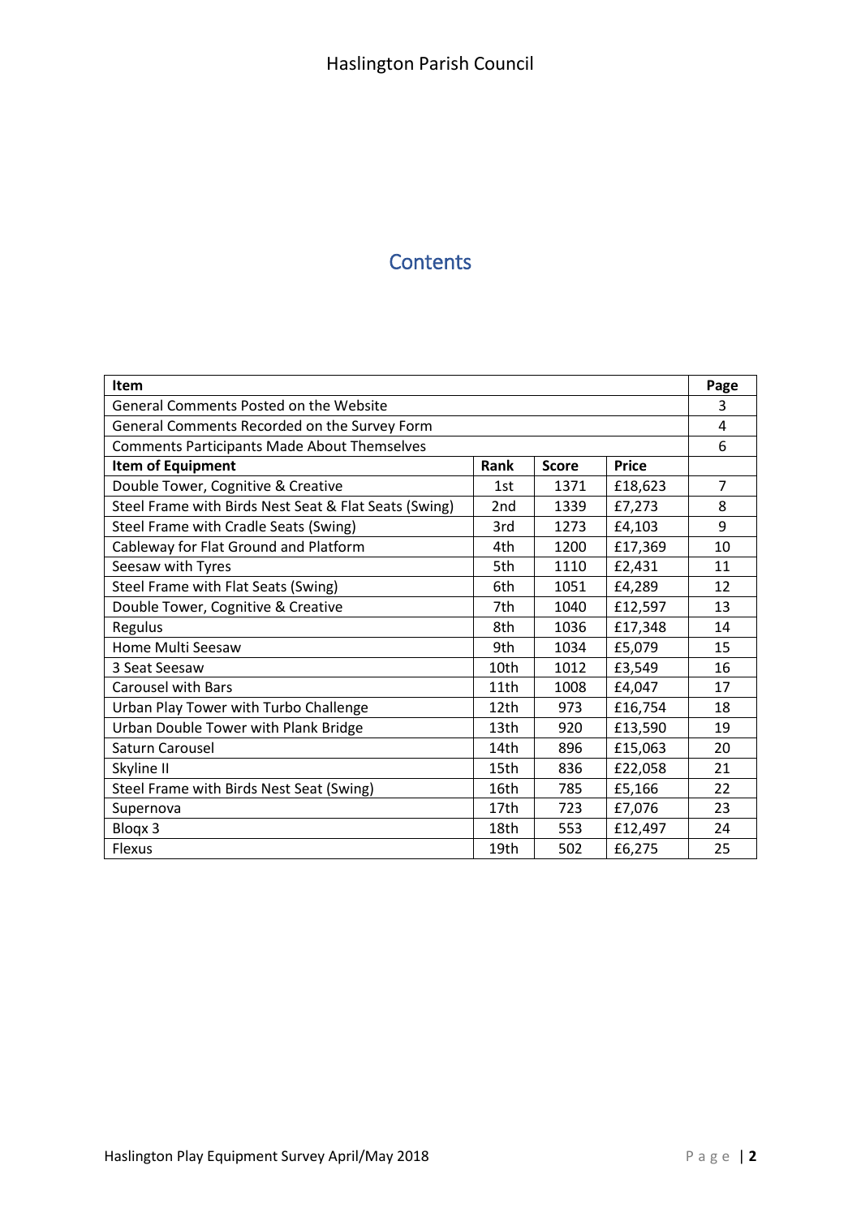## Contents

| Item | | | | Page |
|---|---|---|---|---|
| General Comments Posted on the Website | | | | 3 |
| General Comments Recorded on the Survey Form | | | | 4 |
| Comments Participants Made About Themselves | | | | 6 |
| **Item of Equipment** | **Rank** | **Score** | **Price** | |
| Double Tower, Cognitive & Creative | 1st | 1371 | £18,623 | 7 |
| Steel Frame with Birds Nest Seat & Flat Seats (Swing) | 2nd | 1339 | £7,273 | 8 |
| Steel Frame with Cradle Seats (Swing) | 3rd | 1273 | £4,103 | 9 |
| Cableway for Flat Ground and Platform | 4th | 1200 | £17,369 | 10 |
| Seesaw with Tyres | 5th | 1110 | £2,431 | 11 |
| Steel Frame with Flat Seats (Swing) | 6th | 1051 | £4,289 | 12 |
| Double Tower, Cognitive & Creative | 7th | 1040 | £12,597 | 13 |
| Regulus | 8th | 1036 | £17,348 | 14 |
| Home Multi Seesaw | 9th | 1034 | £5,079 | 15 |
| 3 Seat Seesaw | 10th | 1012 | £3,549 | 16 |
| Carousel with Bars | 11th | 1008 | £4,047 | 17 |
| Urban Play Tower with Turbo Challenge | 12th | 973 | £16,754 | 18 |
| Urban Double Tower with Plank Bridge | 13th | 920 | £13,590 | 19 |
| Saturn Carousel | 14th | 896 | £15,063 | 20 |
| Skyline II | 15th | 836 | £22,058 | 21 |
| Steel Frame with Birds Nest Seat (Swing) | 16th | 785 | £5,166 | 22 |
| Supernova | 17th | 723 | £7,076 | 23 |
| Bloqx 3 | 18th | 553 | £12,497 | 24 |
| Flexus | 19th | 502 | £6,275 | 25 |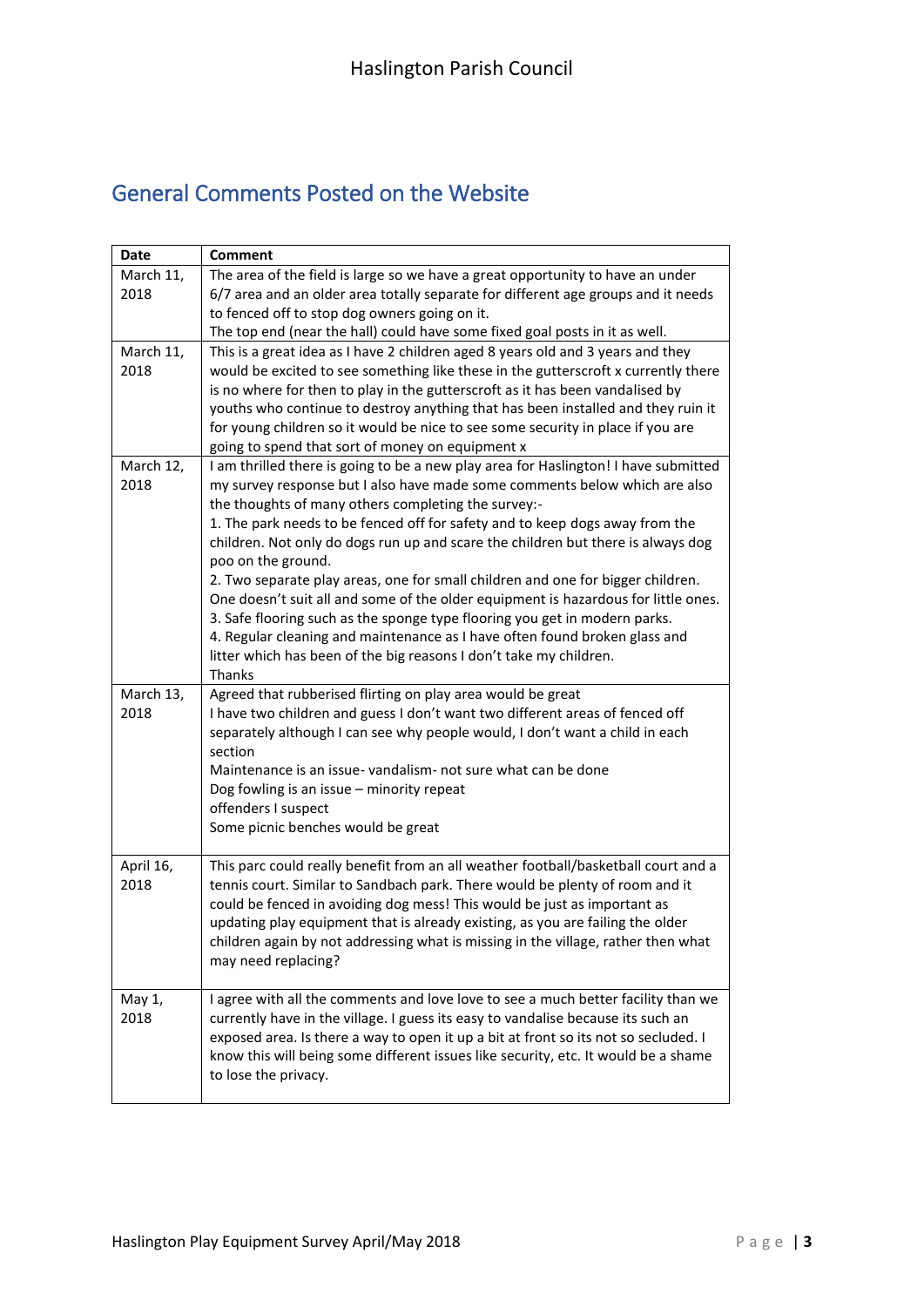## General Comments Posted on the Website

| Date | Comment |
|---|---|
| March 11, 2018 | The area of the field is large so we have a great opportunity to have an under 6/7 area and an older area totally separate for different age groups and it needs to fenced off to stop dog owners going on it.<br>The top end (near the hall) could have some fixed goal posts in it as well. |
| March 11, 2018 | This is a great idea as I have 2 children aged 8 years old and 3 years and they would be excited to see something like these in the gutterscroft x currently there is no where for then to play in the gutterscroft as it has been vandalised by youths who continue to destroy anything that has been installed and they ruin it for young children so it would be nice to see some security in place if you are going to spend that sort of money on equipment x |
| March 12, 2018 | I am thrilled there is going to be a new play area for Haslington! I have submitted my survey response but I also have made some comments below which are also the thoughts of many others completing the survey:-<br>1. The park needs to be fenced off for safety and to keep dogs away from the children. Not only do dogs run up and scare the children but there is always dog poo on the ground.<br>2. Two separate play areas, one for small children and one for bigger children. One doesn't suit all and some of the older equipment is hazardous for little ones.<br>3. Safe flooring such as the sponge type flooring you get in modern parks.<br>4. Regular cleaning and maintenance as I have often found broken glass and litter which has been of the big reasons I don't take my children.<br>Thanks |
| March 13, 2018 | Agreed that rubberised flirting on play area would be great<br>I have two children and guess I don't want two different areas of fenced off separately although I can see why people would, I don't want a child in each section<br>Maintenance is an issue- vandalism- not sure what can be done<br>Dog fowling is an issue – minority repeat<br>offenders I suspect<br>Some picnic benches would be great |
| April 16, 2018 | This parc could really benefit from an all weather football/basketball court and a tennis court. Similar to Sandbach park. There would be plenty of room and it could be fenced in avoiding dog mess! This would be just as important as updating play equipment that is already existing, as you are failing the older children again by not addressing what is missing in the village, rather then what may need replacing? |
| May 1, 2018 | I agree with all the comments and love love to see a much better facility than we currently have in the village. I guess its easy to vandalise because its such an exposed area. Is there a way to open it up a bit at front so its not so secluded. I know this will being some different issues like security, etc. It would be a shame to lose the privacy. |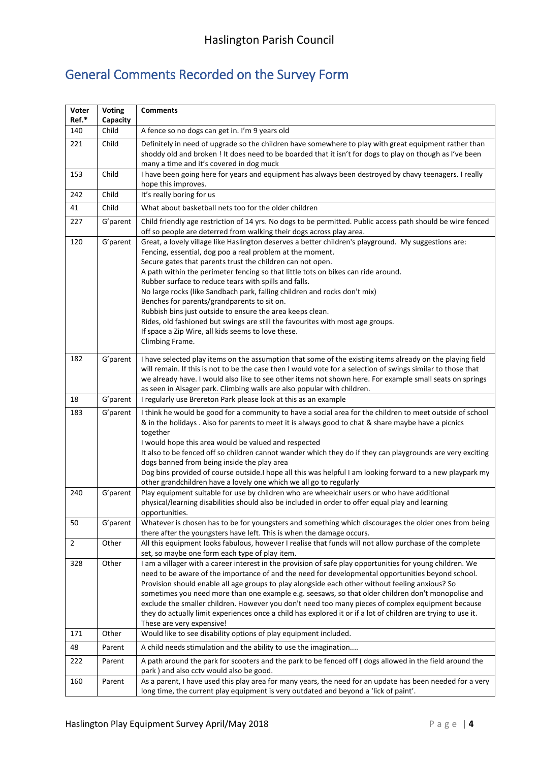## General Comments Recorded on the Survey Form

| Voter Ref.* | Voting Capacity | Comments |
|---|---|---|
| 140 | Child | A fence so no dogs can get in. I'm 9 years old |
| 221 | Child | Definitely in need of upgrade so the children have somewhere to play with great equipment rather than shoddy old and broken ! It does need to be boarded that it isn't for dogs to play on though as I've been many a time and it's covered in dog muck |
| 153 | Child | I have been going here for years and equipment has always been destroyed by chavy teenagers. I really hope this improves. |
| 242 | Child | It's really boring for us |
| 41 | Child | What about basketball nets too for the older children |
| 227 | G'parent | Child friendly age restriction of 14 yrs. No dogs to be permitted. Public access path should be wire fenced off so people are deterred from walking their dogs across play area. |
| 120 | G'parent | Great, a lovely village like Haslington deserves a better children's playground. My suggestions are:<br>Fencing, essential, dog poo a real problem at the moment.<br>Secure gates that parents trust the children can not open.<br>A path within the perimeter fencing so that little tots on bikes can ride around.<br>Rubber surface to reduce tears with spills and falls.<br>No large rocks (like Sandbach park, falling children and rocks don't mix)<br>Benches for parents/grandparents to sit on.<br>Rubbish bins just outside to ensure the area keeps clean.<br>Rides, old fashioned but swings are still the favourites with most age groups.<br>If space a Zip Wire, all kids seems to love these.<br>Climbing Frame. |
| 182 | G'parent | I have selected play items on the assumption that some of the existing items already on the playing field will remain. If this is not to be the case then I would vote for a selection of swings similar to those that we already have. I would also like to see other items not shown here. For example small seats on springs as seen in Alsager park. Climbing walls are also popular with children. |
| 18 | G'parent | I regularly use Brereton Park please look at this as an example |
| 183 | G'parent | I think he would be good for a community to have a social area for the children to meet outside of school & in the holidays . Also for parents to meet it is always good to chat & share maybe have a picnics together<br>I would hope this area would be valued and respected<br>It also to be fenced off so children cannot wander which they do if they can playgrounds are very exciting dogs banned from being inside the play area<br>Dog bins provided of course outside.I hope all this was helpful I am looking forward to a new playpark my other grandchildren have a lovely one which we all go to regularly |
| 240 | G'parent | Play equipment suitable for use by children who are wheelchair users or who have additional physical/learning disabilities should also be included in order to offer equal play and learning opportunities. |
| 50 | G'parent | Whatever is chosen has to be for youngsters and something which discourages the older ones from being there after the youngsters have left. This is when the damage occurs. |
| 2 | Other | All this equipment looks fabulous, however I realise that funds will not allow purchase of the complete set, so maybe one form each type of play item. |
| 328 | Other | I am a villager with a career interest in the provision of safe play opportunities for young children. We need to be aware of the importance of and the need for developmental opportunities beyond school. Provision should enable all age groups to play alongside each other without feeling anxious? So sometimes you need more than one example e.g. seesaws, so that older children don't monopolise and exclude the smaller children. However you don't need too many pieces of complex equipment because they do actually limit experiences once a child has explored it or if a lot of children are trying to use it. These are very expensive! |
| 171 | Other | Would like to see disability options of play equipment included. |
| 48 | Parent | A child needs stimulation and the ability to use the imagination.... |
| 222 | Parent | A path around the park for scooters and the park to be fenced off ( dogs allowed in the field around the park ) and also cctv would also be good. |
| 160 | Parent | As a parent, I have used this play area for many years, the need for an update has been needed for a very long time, the current play equipment is very outdated and beyond a 'lick of paint'. |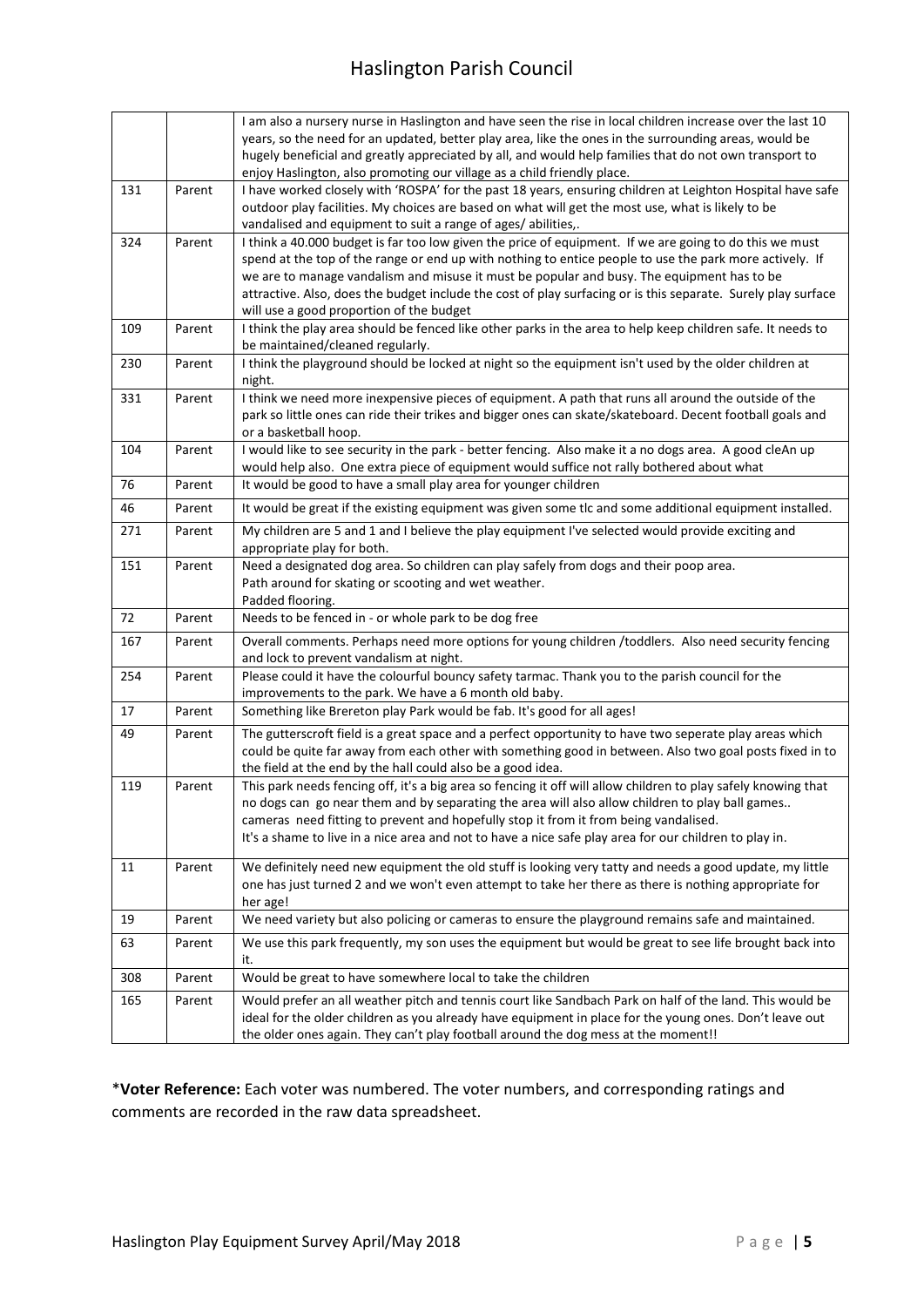| | | |
|---|---|---|
| | | I am also a nursery nurse in Haslington and have seen the rise in local children increase over the last 10 years, so the need for an updated, better play area, like the ones in the surrounding areas, would be hugely beneficial and greatly appreciated by all, and would help families that do not own transport to enjoy Haslington, also promoting our village as a child friendly place. |
| 131 | Parent | I have worked closely with 'ROSPA' for the past 18 years, ensuring children at Leighton Hospital have safe outdoor play facilities. My choices are based on what will get the most use, what is likely to be vandalised and equipment to suit a range of ages/ abilities,. |
| 324 | Parent | I think a 40.000 budget is far too low given the price of equipment. If we are going to do this we must spend at the top of the range or end up with nothing to entice people to use the park more actively. If we are to manage vandalism and misuse it must be popular and busy. The equipment has to be attractive. Also, does the budget include the cost of play surfacing or is this separate. Surely play surface will use a good proportion of the budget |
| 109 | Parent | I think the play area should be fenced like other parks in the area to help keep children safe. It needs to be maintained/cleaned regularly. |
| 230 | Parent | I think the playground should be locked at night so the equipment isn't used by the older children at night. |
| 331 | Parent | I think we need more inexpensive pieces of equipment. A path that runs all around the outside of the park so little ones can ride their trikes and bigger ones can skate/skateboard. Decent football goals and or a basketball hoop. |
| 104 | Parent | I would like to see security in the park - better fencing. Also make it a no dogs area. A good cleAn up would help also. One extra piece of equipment would suffice not rally bothered about what |
| 76 | Parent | It would be good to have a small play area for younger children |
| 46 | Parent | It would be great if the existing equipment was given some tlc and some additional equipment installed. |
| 271 | Parent | My children are 5 and 1 and I believe the play equipment I've selected would provide exciting and appropriate play for both. |
| 151 | Parent | Need a designated dog area. So children can play safely from dogs and their poop area.<br>Path around for skating or scooting and wet weather.<br>Padded flooring. |
| 72 | Parent | Needs to be fenced in - or whole park to be dog free |
| 167 | Parent | Overall comments. Perhaps need more options for young children /toddlers. Also need security fencing and lock to prevent vandalism at night. |
| 254 | Parent | Please could it have the colourful bouncy safety tarmac. Thank you to the parish council for the improvements to the park. We have a 6 month old baby. |
| 17 | Parent | Something like Brereton play Park would be fab. It's good for all ages! |
| 49 | Parent | The gutterscroft field is a great space and a perfect opportunity to have two seperate play areas which could be quite far away from each other with something good in between. Also two goal posts fixed in to the field at the end by the hall could also be a good idea. |
| 119 | Parent | This park needs fencing off, it's a big area so fencing it off will allow children to play safely knowing that no dogs can go near them and by separating the area will also allow children to play ball games..<br>cameras need fitting to prevent and hopefully stop it from it being vandalised.<br>It's a shame to live in a nice area and not to have a nice safe play area for our children to play in. |
| 11 | Parent | We definitely need new equipment the old stuff is looking very tatty and needs a good update, my little one has just turned 2 and we won't even attempt to take her there as there is nothing appropriate for her age! |
| 19 | Parent | We need variety but also policing or cameras to ensure the playground remains safe and maintained. |
| 63 | Parent | We use this park frequently, my son uses the equipment but would be great to see life brought back into it. |
| 308 | Parent | Would be great to have somewhere local to take the children |
| 165 | Parent | Would prefer an all weather pitch and tennis court like Sandbach Park on half of the land. This would be ideal for the older children as you already have equipment in place for the young ones. Don't leave out the older ones again. They can't play football around the dog mess at the moment!! |

\***Voter Reference:** Each voter was numbered. The voter numbers, and corresponding ratings and comments are recorded in the raw data spreadsheet.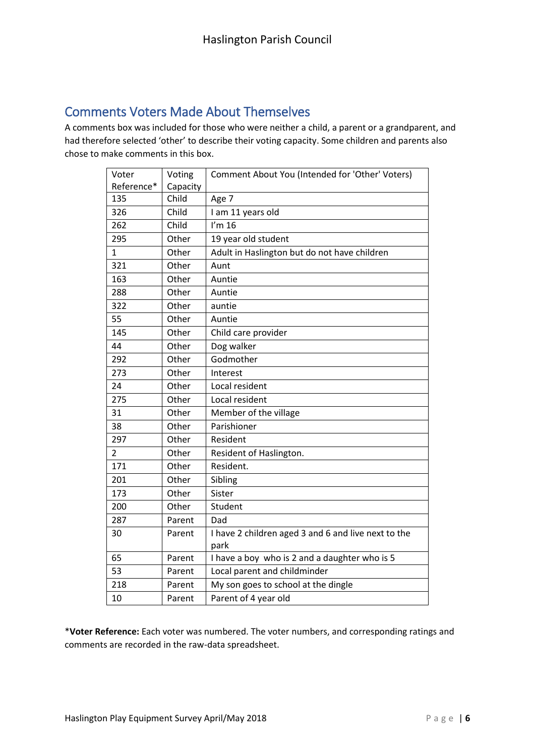## Comments Voters Made About Themselves

A comments box was included for those who were neither a child, a parent or a grandparent, and had therefore selected 'other' to describe their voting capacity. Some children and parents also chose to make comments in this box.

| Voter Reference* | Voting Capacity | Comment About You (Intended for 'Other' Voters) |
|---|---|---|
| 135 | Child | Age 7 |
| 326 | Child | I am 11 years old |
| 262 | Child | I'm 16 |
| 295 | Other | 19 year old student |
| 1 | Other | Adult in Haslington but do not have children |
| 321 | Other | Aunt |
| 163 | Other | Auntie |
| 288 | Other | Auntie |
| 322 | Other | auntie |
| 55 | Other | Auntie |
| 145 | Other | Child care provider |
| 44 | Other | Dog walker |
| 292 | Other | Godmother |
| 273 | Other | Interest |
| 24 | Other | Local resident |
| 275 | Other | Local resident |
| 31 | Other | Member of the village |
| 38 | Other | Parishioner |
| 297 | Other | Resident |
| 2 | Other | Resident of Haslington. |
| 171 | Other | Resident. |
| 201 | Other | Sibling |
| 173 | Other | Sister |
| 200 | Other | Student |
| 287 | Parent | Dad |
| 30 | Parent | I have 2 children aged 3 and 6 and live next to the park |
| 65 | Parent | I have a boy who is 2 and a daughter who is 5 |
| 53 | Parent | Local parent and childminder |
| 218 | Parent | My son goes to school at the dingle |
| 10 | Parent | Parent of 4 year old |

*__Voter Reference:__ Each voter was numbered. The voter numbers, and corresponding ratings and comments are recorded in the raw-data spreadsheet.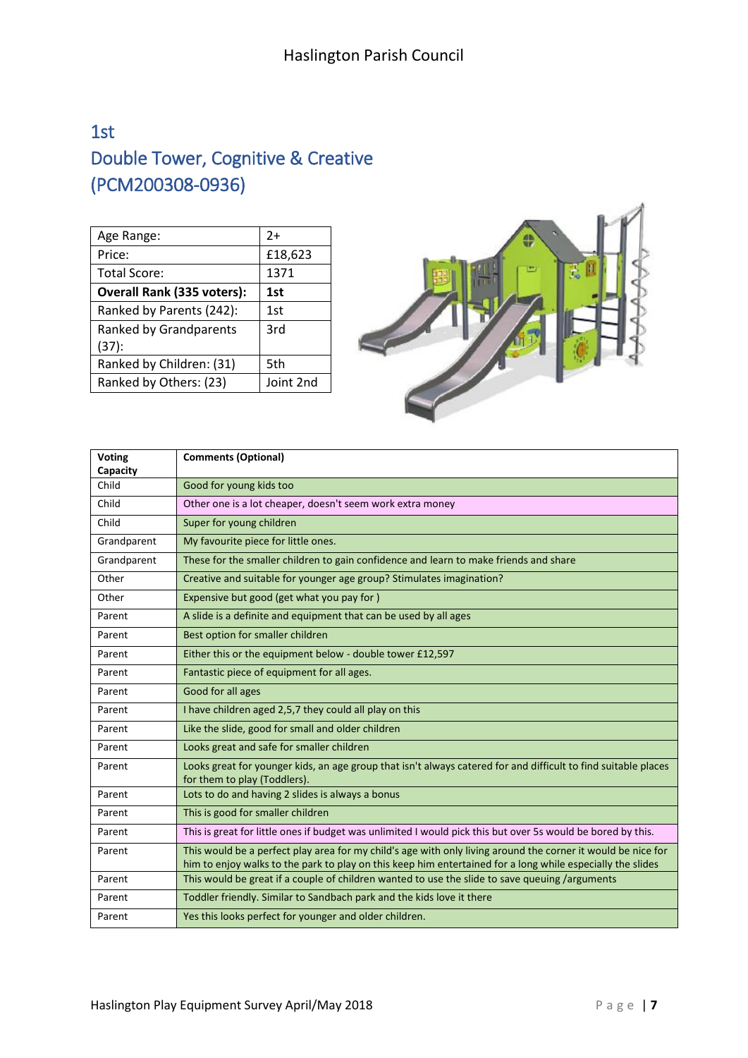## 1st

## Double Tower, Cognitive & Creative (PCM200308-0936)

| | |
|---|---|
| Age Range: | 2+ |
| Price: | £18,623 |
| Total Score: | 1371 |
| **Overall Rank (335 voters):** | **1st** |
| Ranked by Parents (242): | 1st |
| Ranked by Grandparents (37): | 3rd |
| Ranked by Children: (31) | 5th |
| Ranked by Others: (23) | Joint 2nd |

| Voting Capacity | Comments (Optional) |
|---|---|
| Child | Good for young kids too |
| Child | Other one is a lot cheaper, doesn't seem work extra money |
| Child | Super for young children |
| Grandparent | My favourite piece for little ones. |
| Grandparent | These for the smaller children to gain confidence and learn to make friends and share |
| Other | Creative and suitable for younger age group? Stimulates imagination? |
| Other | Expensive but good (get what you pay for ) |
| Parent | A slide is a definite and equipment that can be used by all ages |
| Parent | Best option for smaller children |
| Parent | Either this or the equipment below - double tower £12,597 |
| Parent | Fantastic piece of equipment for all ages. |
| Parent | Good for all ages |
| Parent | I have children aged 2,5,7 they could all play on this |
| Parent | Like the slide, good for small and older children |
| Parent | Looks great and safe for smaller children |
| Parent | Looks great for younger kids, an age group that isn't always catered for and difficult to find suitable places for them to play (Toddlers). |
| Parent | Lots to do and having 2 slides is always a bonus |
| Parent | This is good for smaller children |
| Parent | This is great for little ones if budget was unlimited I would pick this but over 5s would be bored by this. |
| Parent | This would be a perfect play area for my child's age with only living around the corner it would be nice for him to enjoy walks to the park to play on this keep him entertained for a long while especially the slides |
| Parent | This would be great if a couple of children wanted to use the slide to save queuing /arguments |
| Parent | Toddler friendly. Similar to Sandbach park and the kids love it there |
| Parent | Yes this looks perfect for younger and older children. |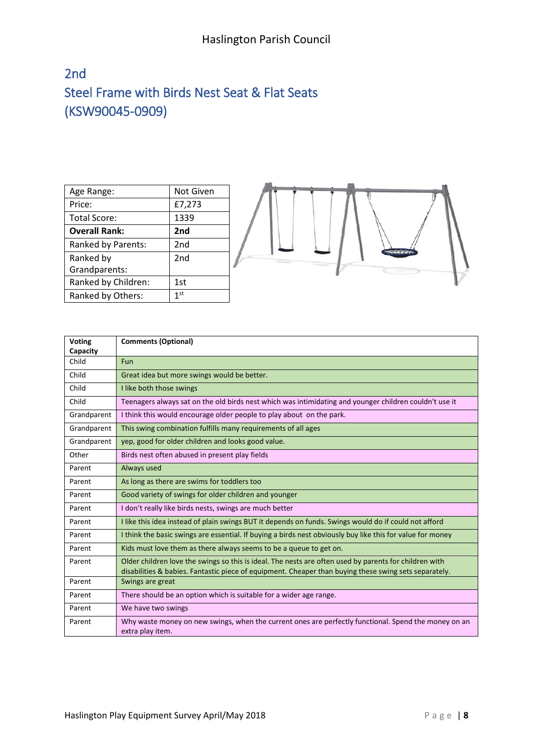## 2nd
## Steel Frame with Birds Nest Seat & Flat Seats (KSW90045-0909)

| Age Range: | Not Given |
|---|---|
| Price: | £7,273 |
| Total Score: | 1339 |
| **Overall Rank:** | **2nd** |
| Ranked by Parents: | 2nd |
| Ranked by Grandparents: | 2nd |
| Ranked by Children: | 1st |
| Ranked by Others: | 1st |

| Voting Capacity | Comments (Optional) |
|---|---|
| Child | Fun |
| Child | Great idea but more swings would be better. |
| Child | I like both those swings |
| Child | Teenagers always sat on the old birds nest which was intimidating and younger children couldn't use it |
| Grandparent | I think this would encourage older people to play about on the park. |
| Grandparent | This swing combination fulfills many requirements of all ages |
| Grandparent | yep, good for older children and looks good value. |
| Other | Birds nest often abused in present play fields |
| Parent | Always used |
| Parent | As long as there are swims for toddlers too |
| Parent | Good variety of swings for older children and younger |
| Parent | I don't really like birds nests, swings are much better |
| Parent | I like this idea instead of plain swings BUT it depends on funds. Swings would do if could not afford |
| Parent | I think the basic swings are essential. If buying a birds nest obviously buy like this for value for money |
| Parent | Kids must love them as there always seems to be a queue to get on. |
| Parent | Older children love the swings so this is ideal. The nests are often used by parents for children with disabilities & babies. Fantastic piece of equipment. Cheaper than buying these swing sets separately. |
| Parent | Swings are great |
| Parent | There should be an option which is suitable for a wider age range. |
| Parent | We have two swings |
| Parent | Why waste money on new swings, when the current ones are perfectly functional. Spend the money on an extra play item. |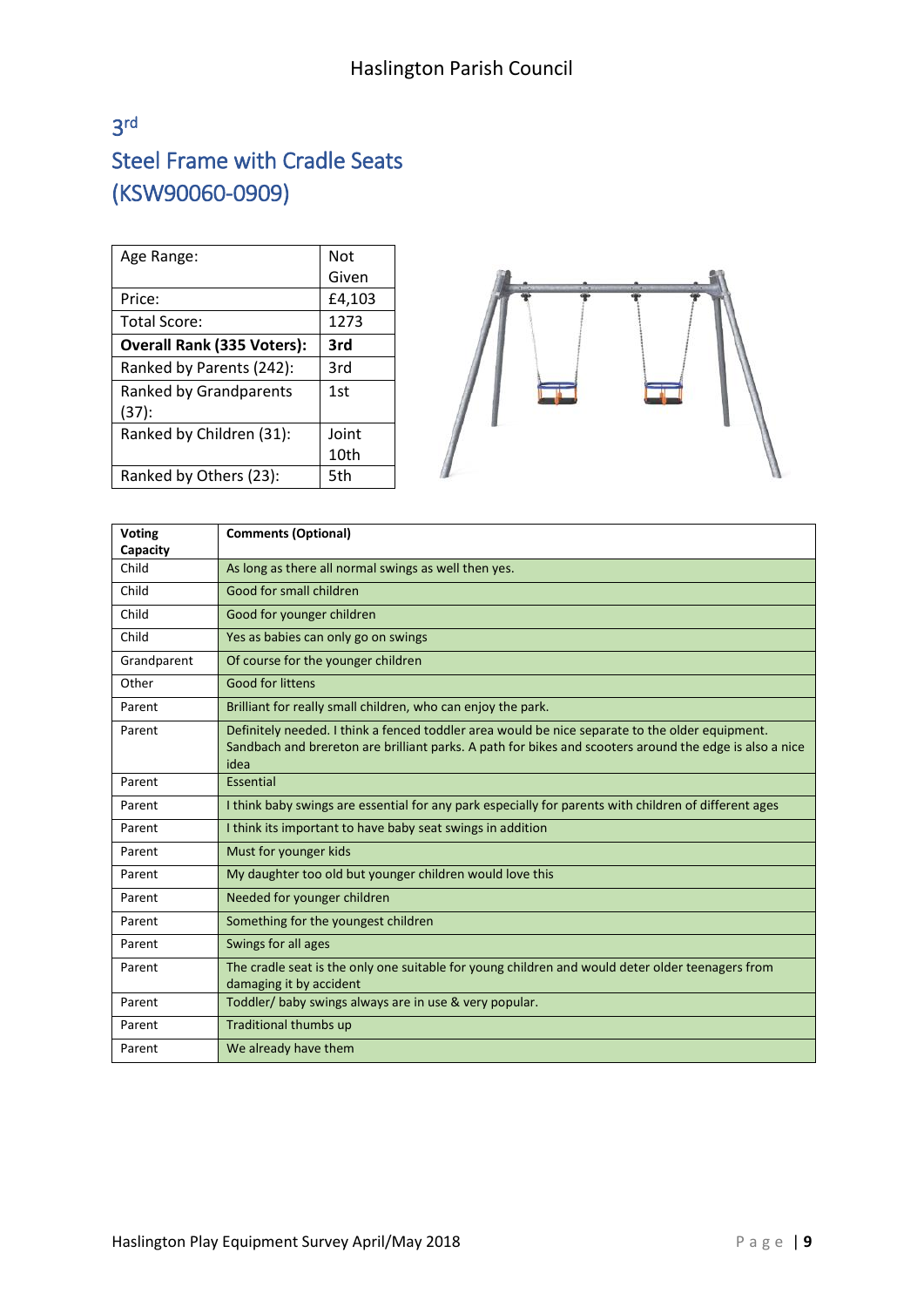# 3rd

## Steel Frame with Cradle Seats (KSW90060-0909)

| | |
|---|---|
| Age Range: | Not Given |
| Price: | £4,103 |
| Total Score: | 1273 |
| **Overall Rank (335 Voters):** | **3rd** |
| Ranked by Parents (242): | 3rd |
| Ranked by Grandparents (37): | 1st |
| Ranked by Children (31): | Joint 10th |
| Ranked by Others (23): | 5th |

| Voting Capacity | Comments (Optional) |
|---|---|
| Child | As long as there all normal swings as well then yes. |
| Child | Good for small children |
| Child | Good for younger children |
| Child | Yes as babies can only go on swings |
| Grandparent | Of course for the younger children |
| Other | Good for littens |
| Parent | Brilliant for really small children, who can enjoy the park. |
| Parent | Definitely needed. I think a fenced toddler area would be nice separate to the older equipment. Sandbach and brereton are brilliant parks. A path for bikes and scooters around the edge is also a nice idea |
| Parent | Essential |
| Parent | I think baby swings are essential for any park especially for parents with children of different ages |
| Parent | I think its important to have baby seat swings in addition |
| Parent | Must for younger kids |
| Parent | My daughter too old but younger children would love this |
| Parent | Needed for younger children |
| Parent | Something for the youngest children |
| Parent | Swings for all ages |
| Parent | The cradle seat is the only one suitable for young children and would deter older teenagers from damaging it by accident |
| Parent | Toddler/ baby swings always are in use & very popular. |
| Parent | Traditional thumbs up |
| Parent | We already have them |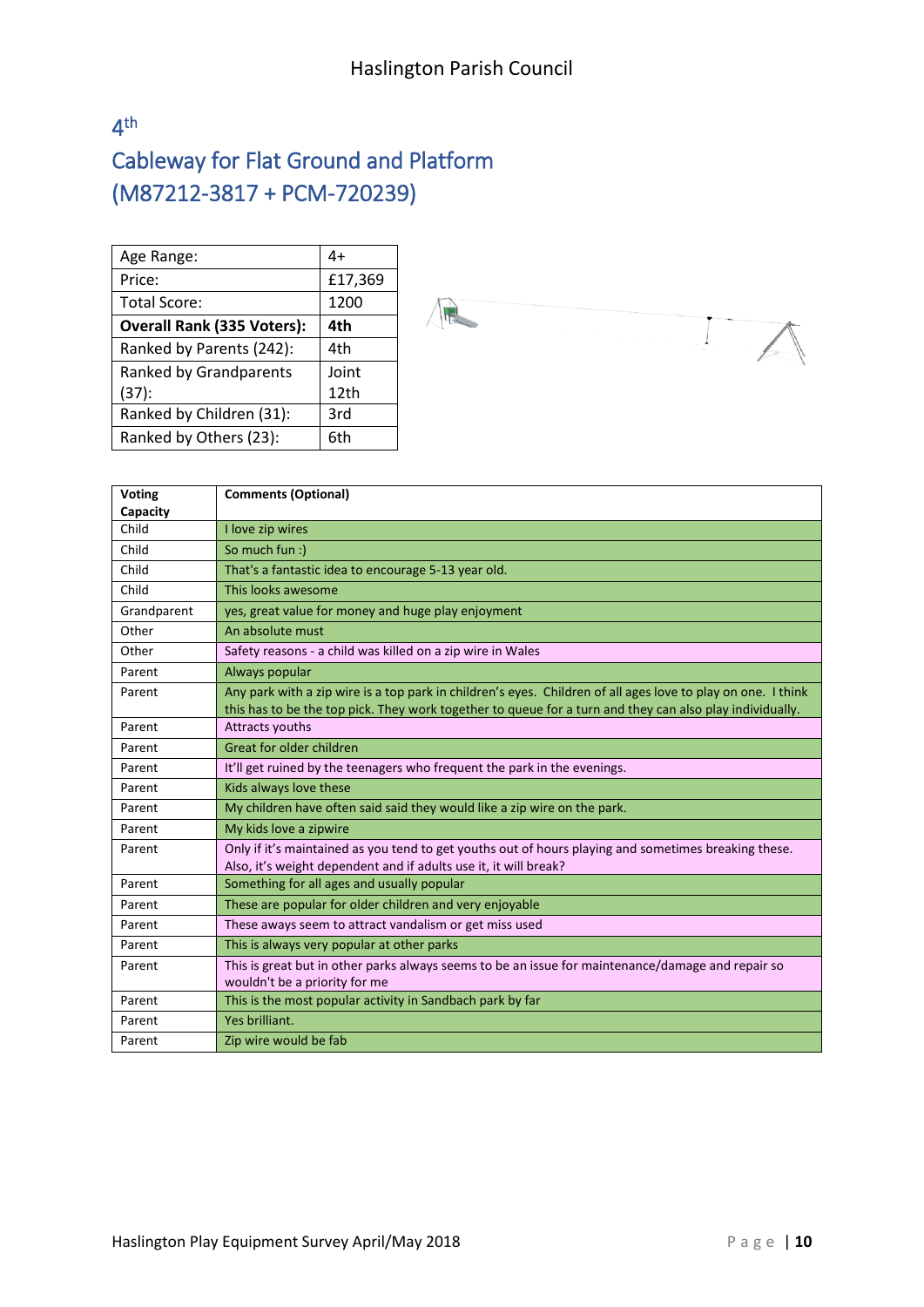# 4th

## Cableway for Flat Ground and Platform (M87212-3817 + PCM-720239)

| | |
|---|---|
| Age Range: | 4+ |
| Price: | £17,369 |
| Total Score: | 1200 |
| **Overall Rank (335 Voters):** | **4th** |
| Ranked by Parents (242): | 4th |
| Ranked by Grandparents (37): | Joint 12th |
| Ranked by Children (31): | 3rd |
| Ranked by Others (23): | 6th |

| **Voting Capacity** | **Comments (Optional)** |
|---|---|
| Child | I love zip wires |
| Child | So much fun :) |
| Child | That's a fantastic idea to encourage 5-13 year old. |
| Child | This looks awesome |
| Grandparent | yes, great value for money and huge play enjoyment |
| Other | An absolute must |
| Other | Safety reasons - a child was killed on a zip wire in Wales |
| Parent | Always popular |
| Parent | Any park with a zip wire is a top park in children's eyes. Children of all ages love to play on one. I think this has to be the top pick. They work together to queue for a turn and they can also play individually. |
| Parent | Attracts youths |
| Parent | Great for older children |
| Parent | It'll get ruined by the teenagers who frequent the park in the evenings. |
| Parent | Kids always love these |
| Parent | My children have often said said they would like a zip wire on the park. |
| Parent | My kids love a zipwire |
| Parent | Only if it's maintained as you tend to get youths out of hours playing and sometimes breaking these. Also, it's weight dependent and if adults use it, it will break? |
| Parent | Something for all ages and usually popular |
| Parent | These are popular for older children and very enjoyable |
| Parent | These aways seem to attract vandalism or get miss used |
| Parent | This is always very popular at other parks |
| Parent | This is great but in other parks always seems to be an issue for maintenance/damage and repair so wouldn't be a priority for me |
| Parent | This is the most popular activity in Sandbach park by far |
| Parent | Yes brilliant. |
| Parent | Zip wire would be fab |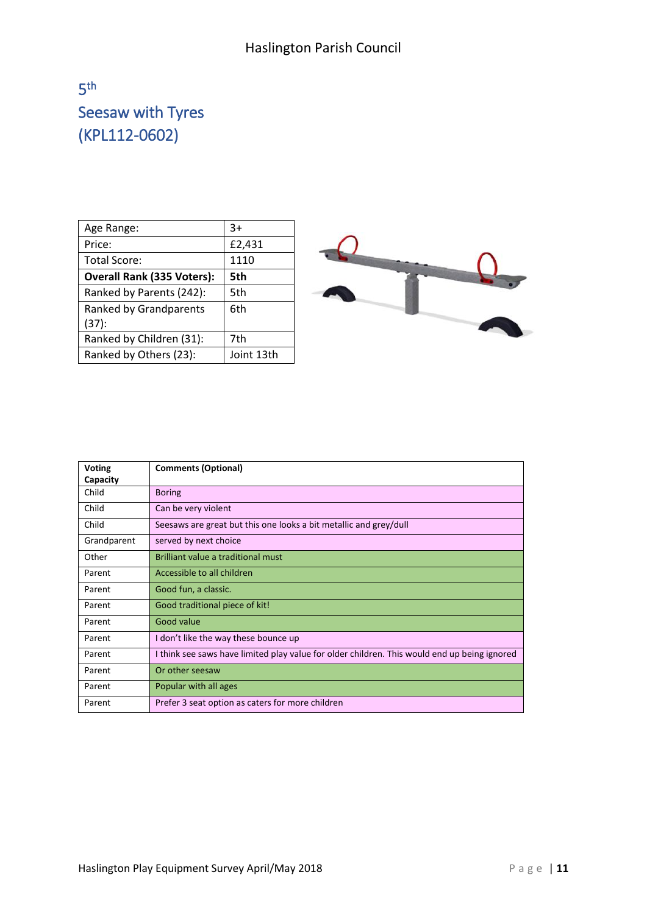# 5th

# Seesaw with Tyres (KPL112-0602)

| | |
|---|---|
| Age Range: | 3+ |
| Price: | £2,431 |
| Total Score: | 1110 |
| **Overall Rank (335 Voters):** | **5th** |
| Ranked by Parents (242): | 5th |
| Ranked by Grandparents (37): | 6th |
| Ranked by Children (31): | 7th |
| Ranked by Others (23): | Joint 13th |

| Voting Capacity | Comments (Optional) |
|---|---|
| Child | Boring |
| Child | Can be very violent |
| Child | Seesaws are great but this one looks a bit metallic and grey/dull |
| Grandparent | served by next choice |
| Other | Brilliant value a traditional must |
| Parent | Accessible to all children |
| Parent | Good fun, a classic. |
| Parent | Good traditional piece of kit! |
| Parent | Good value |
| Parent | I don't like the way these bounce up |
| Parent | I think see saws have limited play value for older children. This would end up being ignored |
| Parent | Or other seesaw |
| Parent | Popular with all ages |
| Parent | Prefer 3 seat option as caters for more children |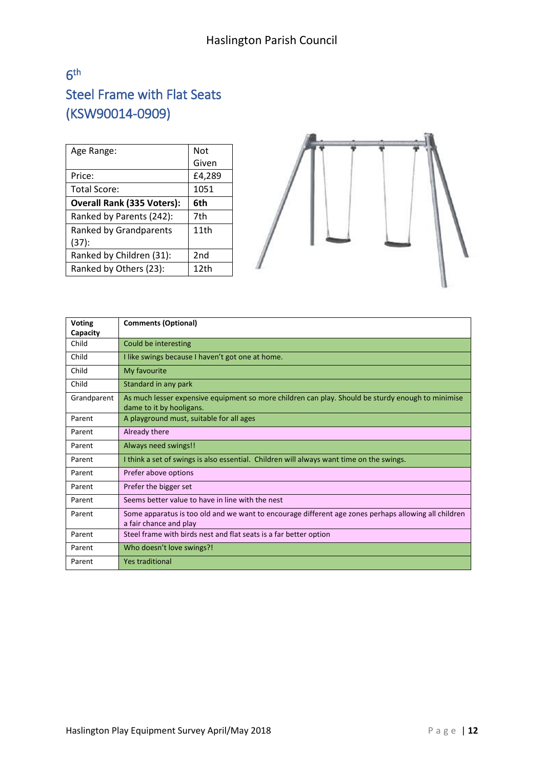## 6th

## Steel Frame with Flat Seats (KSW90014-0909)

| | |
|---|---|
| Age Range: | Not Given |
| Price: | £4,289 |
| Total Score: | 1051 |
| **Overall Rank (335 Voters):** | **6th** |
| Ranked by Parents (242): | 7th |
| Ranked by Grandparents (37): | 11th |
| Ranked by Children (31): | 2nd |
| Ranked by Others (23): | 12th |

| Voting Capacity | Comments (Optional) |
|---|---|
| Child | Could be interesting |
| Child | I like swings because I haven't got one at home. |
| Child | My favourite |
| Child | Standard in any park |
| Grandparent | As much lesser expensive equipment so more children can play. Should be sturdy enough to minimise dame to it by hooligans. |
| Parent | A playground must, suitable for all ages |
| Parent | Already there |
| Parent | Always need swings!! |
| Parent | I think a set of swings is also essential. Children will always want time on the swings. |
| Parent | Prefer above options |
| Parent | Prefer the bigger set |
| Parent | Seems better value to have in line with the nest |
| Parent | Some apparatus is too old and we want to encourage different age zones perhaps allowing all children a fair chance and play |
| Parent | Steel frame with birds nest and flat seats is a far better option |
| Parent | Who doesn't love swings?! |
| Parent | Yes traditional |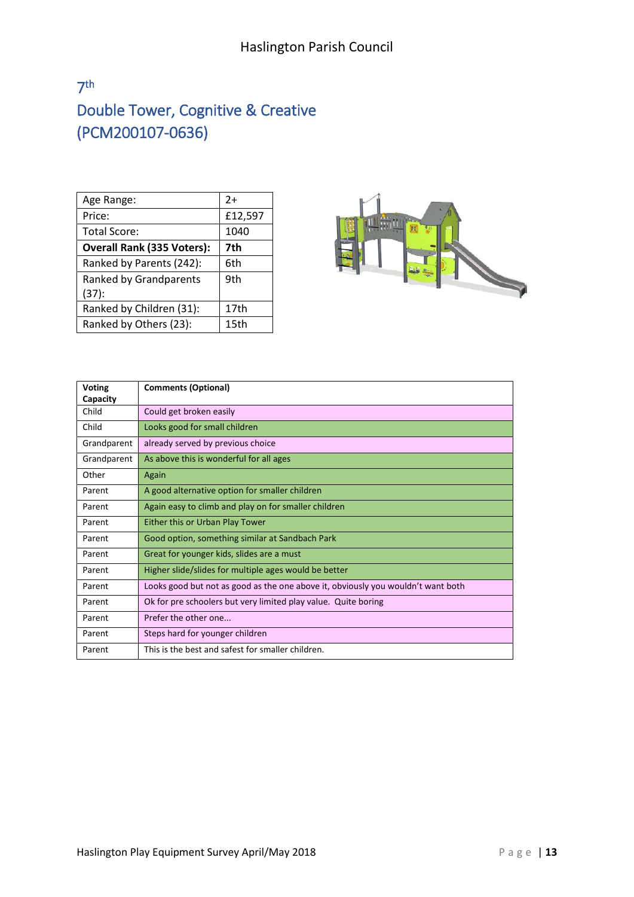## 7th

## Double Tower, Cognitive & Creative (PCM200107-0636)

| | |
|---|---|
| Age Range: | 2+ |
| Price: | £12,597 |
| Total Score: | 1040 |
| **Overall Rank (335 Voters):** | **7th** |
| Ranked by Parents (242): | 6th |
| Ranked by Grandparents (37): | 9th |
| Ranked by Children (31): | 17th |
| Ranked by Others (23): | 15th |

| Voting Capacity | Comments (Optional) |
|---|---|
| Child | Could get broken easily |
| Child | Looks good for small children |
| Grandparent | already served by previous choice |
| Grandparent | As above this is wonderful for all ages |
| Other | Again |
| Parent | A good alternative option for smaller children |
| Parent | Again easy to climb and play on for smaller children |
| Parent | Either this or Urban Play Tower |
| Parent | Good option, something similar at Sandbach Park |
| Parent | Great for younger kids, slides are a must |
| Parent | Higher slide/slides for multiple ages would be better |
| Parent | Looks good but not as good as the one above it, obviously you wouldn't want both |
| Parent | Ok for pre schoolers but very limited play value. Quite boring |
| Parent | Prefer the other one... |
| Parent | Steps hard for younger children |
| Parent | This is the best and safest for smaller children. |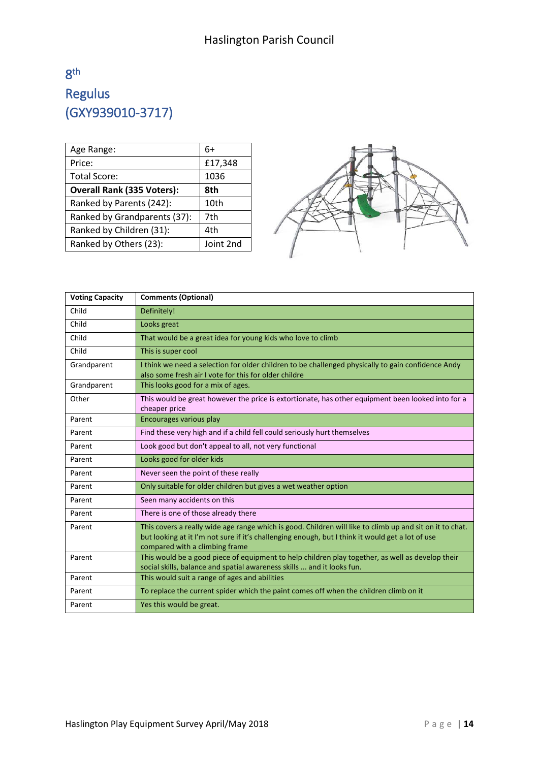# 8th

## Regulus (GXY939010-3717)

| Age Range: | 6+ |
|---|---|
| Price: | £17,348 |
| Total Score: | 1036 |
| **Overall Rank (335 Voters):** | **8th** |
| Ranked by Parents (242): | 10th |
| Ranked by Grandparents (37): | 7th |
| Ranked by Children (31): | 4th |
| Ranked by Others (23): | Joint 2nd |

| Voting Capacity | Comments (Optional) |
|---|---|
| Child | Definitely! |
| Child | Looks great |
| Child | That would be a great idea for young kids who love to climb |
| Child | This is super cool |
| Grandparent | I think we need a selection for older children to be challenged physically to gain confidence Andy also some fresh air I vote for this for older childre |
| Grandparent | This looks good for a mix of ages. |
| Other | This would be great however the price is extortionate, has other equipment been looked into for a cheaper price |
| Parent | Encourages various play |
| Parent | Find these very high and if a child fell could seriously hurt themselves |
| Parent | Look good but don't appeal to all, not very functional |
| Parent | Looks good for older kids |
| Parent | Never seen the point of these really |
| Parent | Only suitable for older children but gives a wet weather option |
| Parent | Seen many accidents on this |
| Parent | There is one of those already there |
| Parent | This covers a really wide age range which is good. Children will like to climb up and sit on it to chat. but looking at it I'm not sure if it's challenging enough, but I think it would get a lot of use compared with a climbing frame |
| Parent | This would be a good piece of equipment to help children play together, as well as develop their social skills, balance and spatial awareness skills ... and it looks fun. |
| Parent | This would suit a range of ages and abilities |
| Parent | To replace the current spider which the paint comes off when the children climb on it |
| Parent | Yes this would be great. |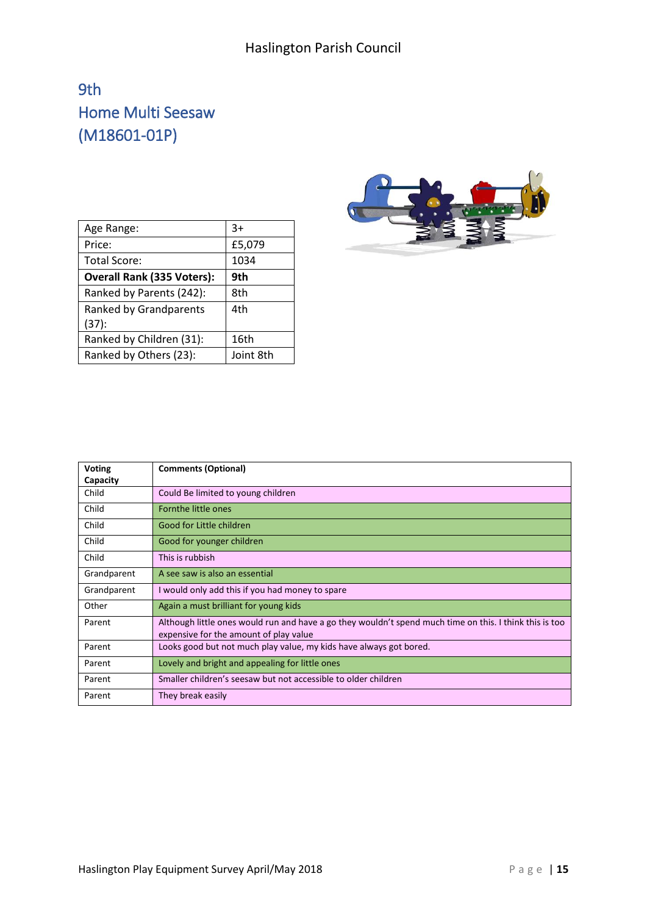## 9th
## Home Multi Seesaw
## (M18601-01P)

| | |
|---|---|
| Age Range: | 3+ |
| Price: | £5,079 |
| Total Score: | 1034 |
| **Overall Rank (335 Voters):** | **9th** |
| Ranked by Parents (242): | 8th |
| Ranked by Grandparents (37): | 4th |
| Ranked by Children (31): | 16th |
| Ranked by Others (23): | Joint 8th |

| **Voting Capacity** | **Comments (Optional)** |
|---|---|
| Child | Could Be limited to young children |
| Child | Fornthe little ones |
| Child | Good for Little children |
| Child | Good for younger children |
| Child | This is rubbish |
| Grandparent | A see saw is also an essential |
| Grandparent | I would only add this if you had money to spare |
| Other | Again a must brilliant for young kids |
| Parent | Although little ones would run and have a go they wouldn't spend much time on this. I think this is too expensive for the amount of play value |
| Parent | Looks good but not much play value, my kids have always got bored. |
| Parent | Lovely and bright and appealing for little ones |
| Parent | Smaller children's seesaw but not accessible to older children |
| Parent | They break easily |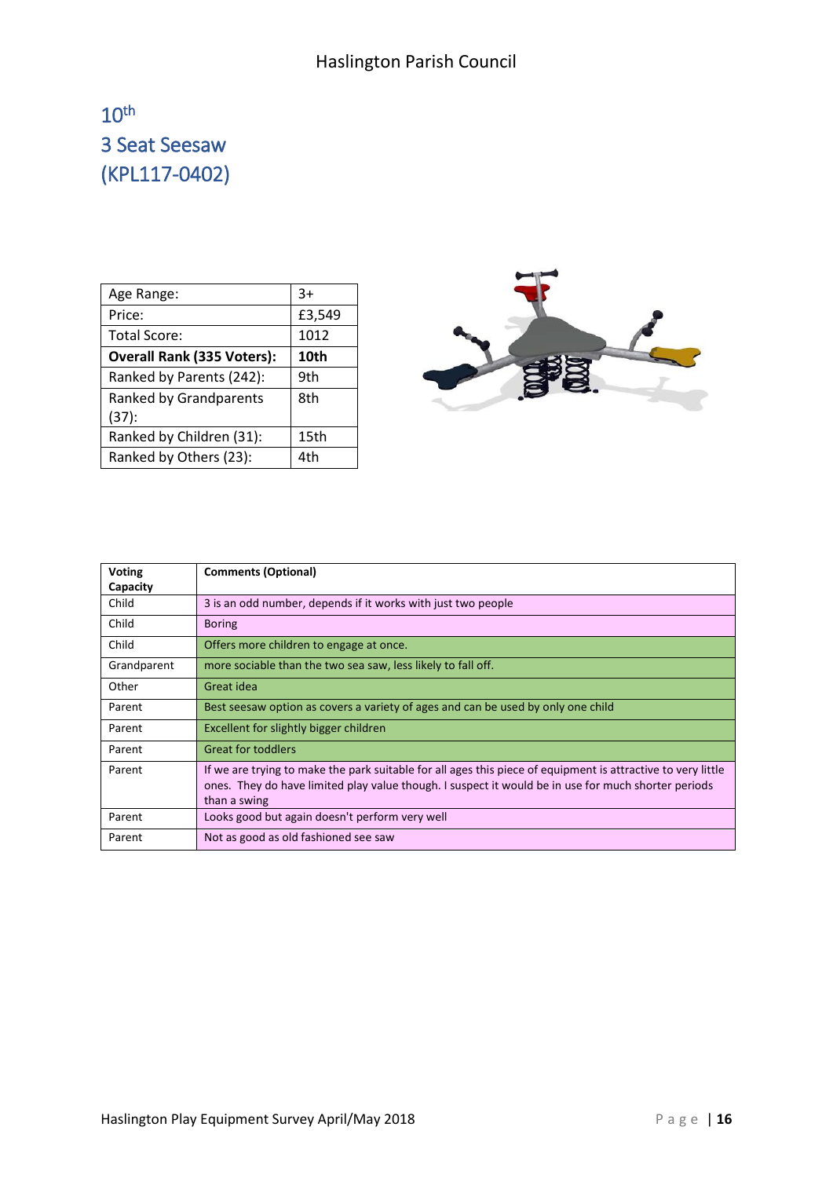## 10th
## 3 Seat Seesaw
## (KPL117-0402)

| | |
|---|---|
| Age Range: | 3+ |
| Price: | £3,549 |
| Total Score: | 1012 |
| **Overall Rank (335 Voters):** | **10th** |
| Ranked by Parents (242): | 9th |
| Ranked by Grandparents (37): | 8th |
| Ranked by Children (31): | 15th |
| Ranked by Others (23): | 4th |

| **Voting Capacity** | **Comments (Optional)** |
|---|---|
| Child | 3 is an odd number, depends if it works with just two people |
| Child | Boring |
| Child | Offers more children to engage at once. |
| Grandparent | more sociable than the two sea saw, less likely to fall off. |
| Other | Great idea |
| Parent | Best seesaw option as covers a variety of ages and can be used by only one child |
| Parent | Excellent for slightly bigger children |
| Parent | Great for toddlers |
| Parent | If we are trying to make the park suitable for all ages this piece of equipment is attractive to very little ones. They do have limited play value though. I suspect it would be in use for much shorter periods than a swing |
| Parent | Looks good but again doesn't perform very well |
| Parent | Not as good as old fashioned see saw |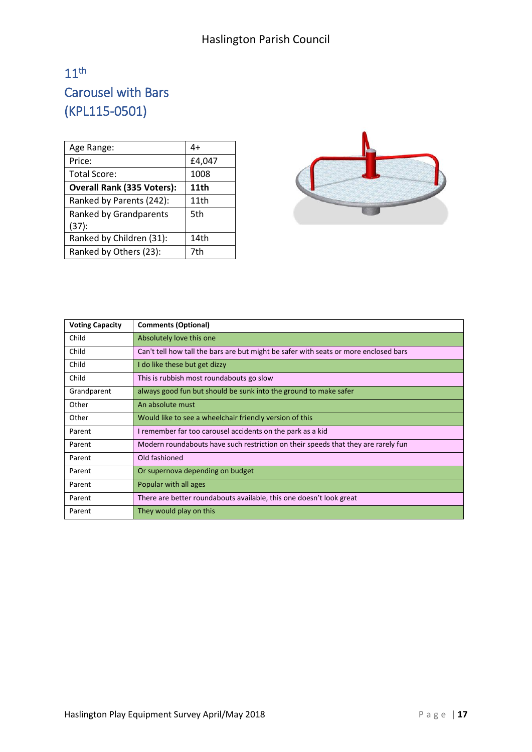## 11th
## Carousel with Bars
## (KPL115-0501)

| | |
|---|---|
| Age Range: | 4+ |
| Price: | £4,047 |
| Total Score: | 1008 |
| **Overall Rank (335 Voters):** | **11th** |
| Ranked by Parents (242): | 11th |
| Ranked by Grandparents (37): | 5th |
| Ranked by Children (31): | 14th |
| Ranked by Others (23): | 7th |

| Voting Capacity | Comments (Optional) |
|---|---|
| Child | Absolutely love this one |
| Child | Can't tell how tall the bars are but might be safer with seats or more enclosed bars |
| Child | I do like these but get dizzy |
| Child | This is rubbish most roundabouts go slow |
| Grandparent | always good fun but should be sunk into the ground to make safer |
| Other | An absolute must |
| Other | Would like to see a wheelchair friendly version of this |
| Parent | I remember far too carousel accidents on the park as a kid |
| Parent | Modern roundabouts have such restriction on their speeds that they are rarely fun |
| Parent | Old fashioned |
| Parent | Or supernova depending on budget |
| Parent | Popular with all ages |
| Parent | There are better roundabouts available, this one doesn't look great |
| Parent | They would play on this |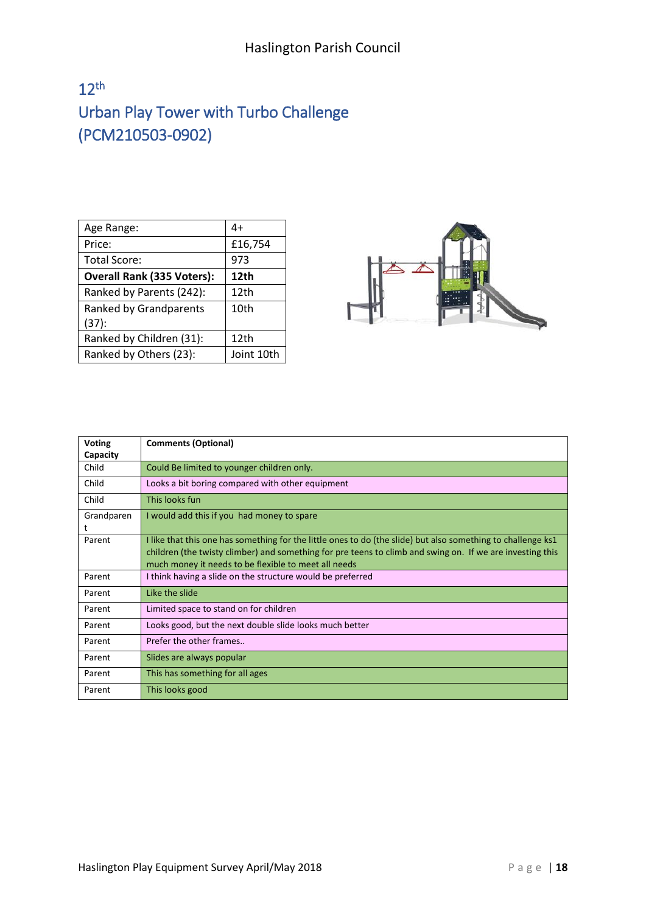## 12th

## Urban Play Tower with Turbo Challenge (PCM210503-0902)

| | |
|---|---|
| Age Range: | 4+ |
| Price: | £16,754 |
| Total Score: | 973 |
| **Overall Rank (335 Voters):** | **12th** |
| Ranked by Parents (242): | 12th |
| Ranked by Grandparents (37): | 10th |
| Ranked by Children (31): | 12th |
| Ranked by Others (23): | Joint 10th |

| Voting Capacity | Comments (Optional) |
|---|---|
| Child | Could Be limited to younger children only. |
| Child | Looks a bit boring compared with other equipment |
| Child | This looks fun |
| Grandparent | I would add this if you had money to spare |
| Parent | I like that this one has something for the little ones to do (the slide) but also something to challenge ks1 children (the twisty climber) and something for pre teens to climb and swing on. If we are investing this much money it needs to be flexible to meet all needs |
| Parent | I think having a slide on the structure would be preferred |
| Parent | Like the slide |
| Parent | Limited space to stand on for children |
| Parent | Looks good, but the next double slide looks much better |
| Parent | Prefer the other frames.. |
| Parent | Slides are always popular |
| Parent | This has something for all ages |
| Parent | This looks good |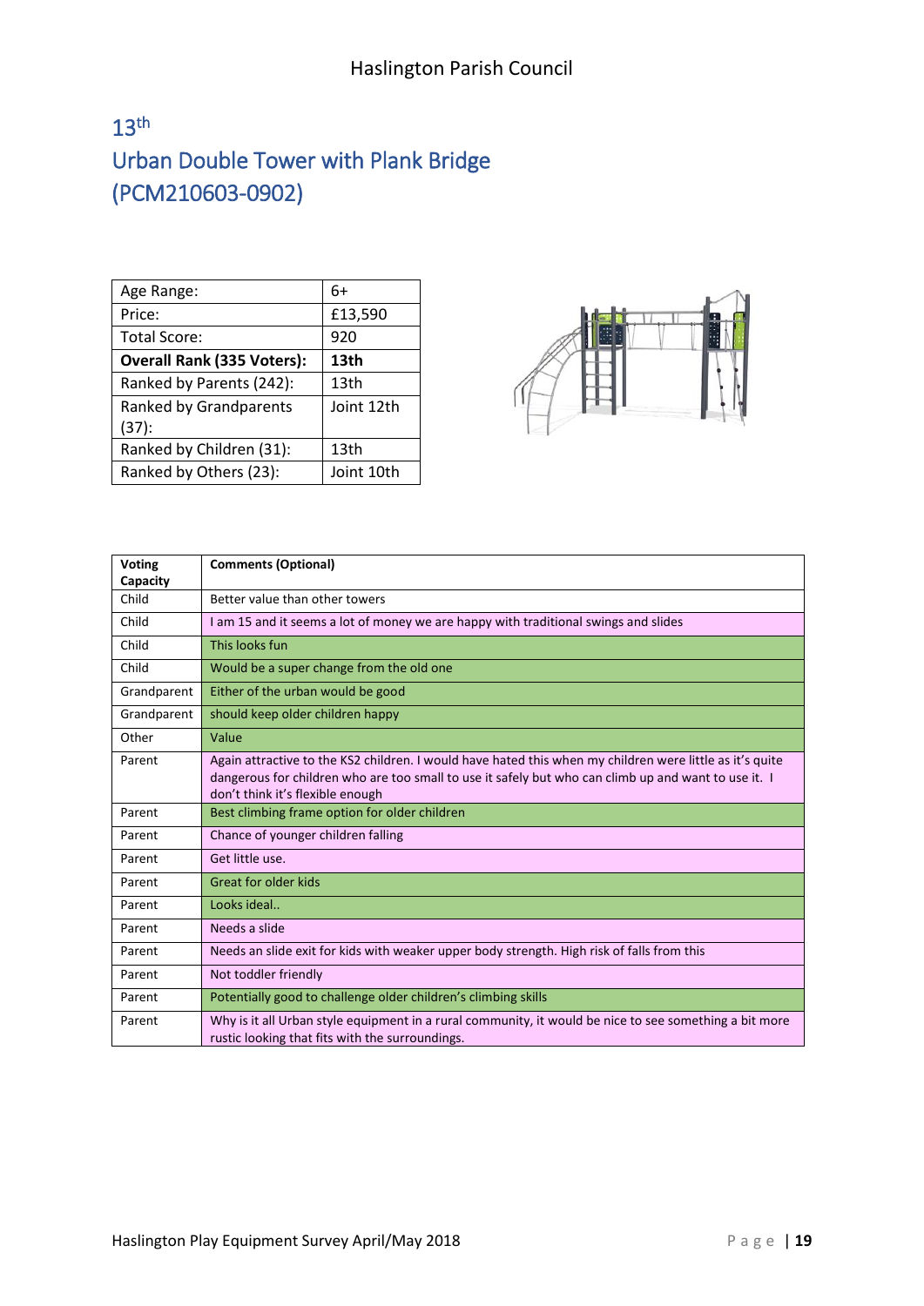## 13th

## Urban Double Tower with Plank Bridge (PCM210603-0902)

| | |
|---|---|
| Age Range: | 6+ |
| Price: | £13,590 |
| Total Score: | 920 |
| **Overall Rank (335 Voters):** | **13th** |
| Ranked by Parents (242): | 13th |
| Ranked by Grandparents (37): | Joint 12th |
| Ranked by Children (31): | 13th |
| Ranked by Others (23): | Joint 10th |

| **Voting Capacity** | **Comments (Optional)** |
|---|---|
| Child | Better value than other towers |
| Child | I am 15 and it seems a lot of money we are happy with traditional swings and slides |
| Child | This looks fun |
| Child | Would be a super change from the old one |
| Grandparent | Either of the urban would be good |
| Grandparent | should keep older children happy |
| Other | Value |
| Parent | Again attractive to the KS2 children. I would have hated this when my children were little as it's quite dangerous for children who are too small to use it safely but who can climb up and want to use it. I don't think it's flexible enough |
| Parent | Best climbing frame option for older children |
| Parent | Chance of younger children falling |
| Parent | Get little use. |
| Parent | Great for older kids |
| Parent | Looks ideal.. |
| Parent | Needs a slide |
| Parent | Needs an slide exit for kids with weaker upper body strength. High risk of falls from this |
| Parent | Not toddler friendly |
| Parent | Potentially good to challenge older children's climbing skills |
| Parent | Why is it all Urban style equipment in a rural community, it would be nice to see something a bit more rustic looking that fits with the surroundings. |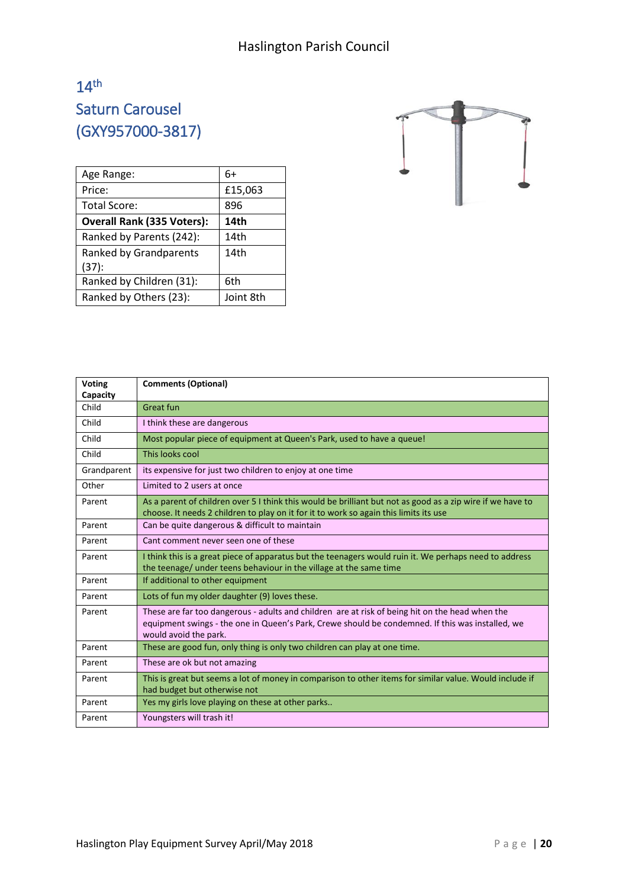## 14th
## Saturn Carousel
## (GXY957000-3817)

| | |
|---|---|
| Age Range: | 6+ |
| Price: | £15,063 |
| Total Score: | 896 |
| **Overall Rank (335 Voters):** | **14th** |
| Ranked by Parents (242): | 14th |
| Ranked by Grandparents (37): | 14th |
| Ranked by Children (31): | 6th |
| Ranked by Others (23): | Joint 8th |

| Voting Capacity | Comments (Optional) |
|---|---|
| Child | Great fun |
| Child | I think these are dangerous |
| Child | Most popular piece of equipment at Queen's Park, used to have a queue! |
| Child | This looks cool |
| Grandparent | its expensive for just two children to enjoy at one time |
| Other | Limited to 2 users at once |
| Parent | As a parent of children over 5 I think this would be brilliant but not as good as a zip wire if we have to choose. It needs 2 children to play on it for it to work so again this limits its use |
| Parent | Can be quite dangerous & difficult to maintain |
| Parent | Cant comment never seen one of these |
| Parent | I think this is a great piece of apparatus but the teenagers would ruin it. We perhaps need to address the teenage/ under teens behaviour in the village at the same time |
| Parent | If additional to other equipment |
| Parent | Lots of fun my older daughter (9) loves these. |
| Parent | These are far too dangerous - adults and children are at risk of being hit on the head when the equipment swings - the one in Queen's Park, Crewe should be condemned. If this was installed, we would avoid the park. |
| Parent | These are good fun, only thing is only two children can play at one time. |
| Parent | These are ok but not amazing |
| Parent | This is great but seems a lot of money in comparison to other items for similar value. Would include if had budget but otherwise not |
| Parent | Yes my girls love playing on these at other parks.. |
| Parent | Youngsters will trash it! |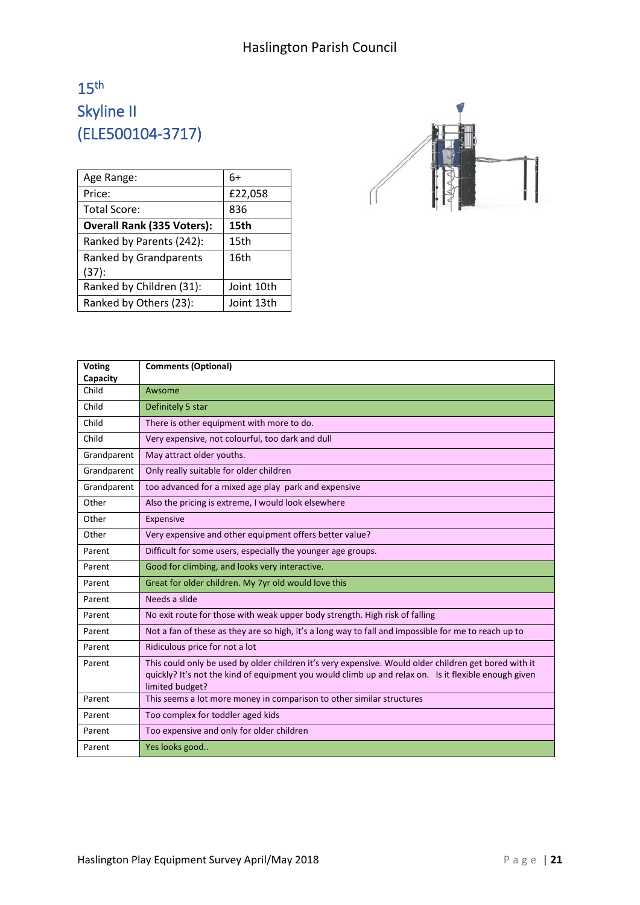## 15th
## Skyline II
## (ELE500104-3717)

| | |
|---|---|
| Age Range: | 6+ |
| Price: | £22,058 |
| Total Score: | 836 |
| **Overall Rank (335 Voters):** | **15th** |
| Ranked by Parents (242): | 15th |
| Ranked by Grandparents (37): | 16th |
| Ranked by Children (31): | Joint 10th |
| Ranked by Others (23): | Joint 13th |

| Voting Capacity | Comments (Optional) |
|---|---|
| Child | Awsome |
| Child | Definitely 5 star |
| Child | There is other equipment with more to do. |
| Child | Very expensive, not colourful, too dark and dull |
| Grandparent | May attract older youths. |
| Grandparent | Only really suitable for older children |
| Grandparent | too advanced for a mixed age play park and expensive |
| Other | Also the pricing is extreme, I would look elsewhere |
| Other | Expensive |
| Other | Very expensive and other equipment offers better value? |
| Parent | Difficult for some users, especially the younger age groups. |
| Parent | Good for climbing, and looks very interactive. |
| Parent | Great for older children. My 7yr old would love this |
| Parent | Needs a slide |
| Parent | No exit route for those with weak upper body strength. High risk of falling |
| Parent | Not a fan of these as they are so high, it's a long way to fall and impossible for me to reach up to |
| Parent | Ridiculous price for not a lot |
| Parent | This could only be used by older children it's very expensive. Would older children get bored with it quickly? It's not the kind of equipment you would climb up and relax on. Is it flexible enough given limited budget? |
| Parent | This seems a lot more money in comparison to other similar structures |
| Parent | Too complex for toddler aged kids |
| Parent | Too expensive and only for older children |
| Parent | Yes looks good.. |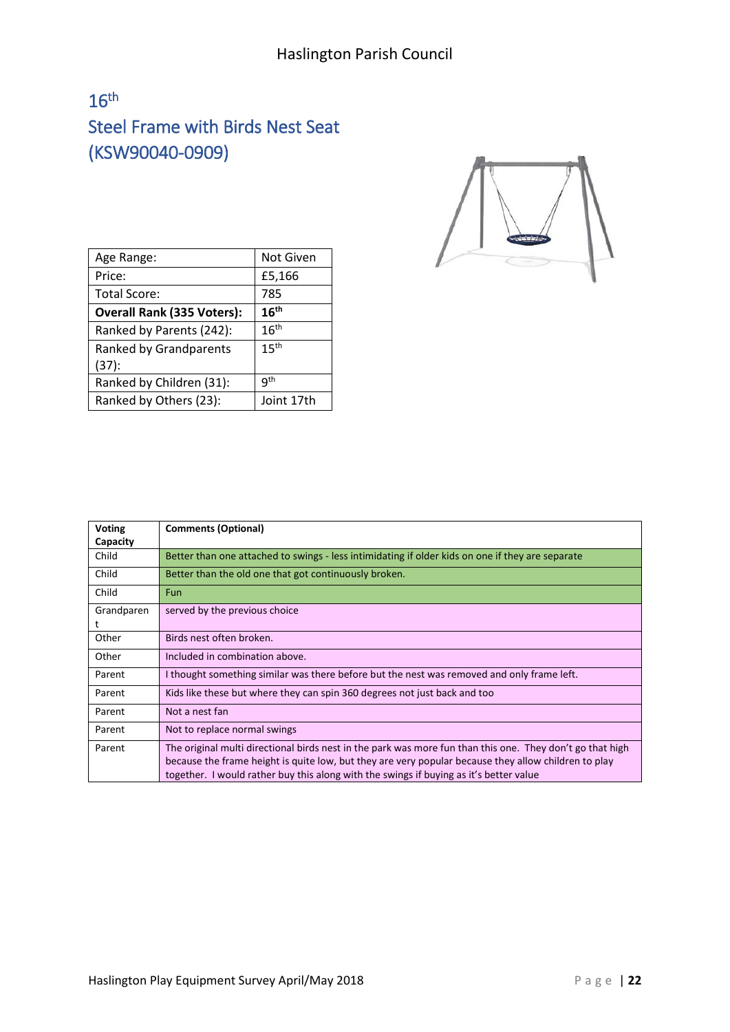## 16th
## Steel Frame with Birds Nest Seat (KSW90040-0909)

| | |
|---|---|
| Age Range: | Not Given |
| Price: | £5,166 |
| Total Score: | 785 |
| **Overall Rank (335 Voters):** | **16th** |
| Ranked by Parents (242): | 16th |
| Ranked by Grandparents (37): | 15th |
| Ranked by Children (31): | 9th |
| Ranked by Others (23): | Joint 17th |

| Voting Capacity | Comments (Optional) |
|---|---|
| Child | Better than one attached to swings - less intimidating if older kids on one if they are separate |
| Child | Better than the old one that got continuously broken. |
| Child | Fun |
| Grandparent | served by the previous choice |
| Other | Birds nest often broken. |
| Other | Included in combination above. |
| Parent | I thought something similar was there before but the nest was removed and only frame left. |
| Parent | Kids like these but where they can spin 360 degrees not just back and too |
| Parent | Not a nest fan |
| Parent | Not to replace normal swings |
| Parent | The original multi directional birds nest in the park was more fun than this one. They don't go that high because the frame height is quite low, but they are very popular because they allow children to play together. I would rather buy this along with the swings if buying as it's better value |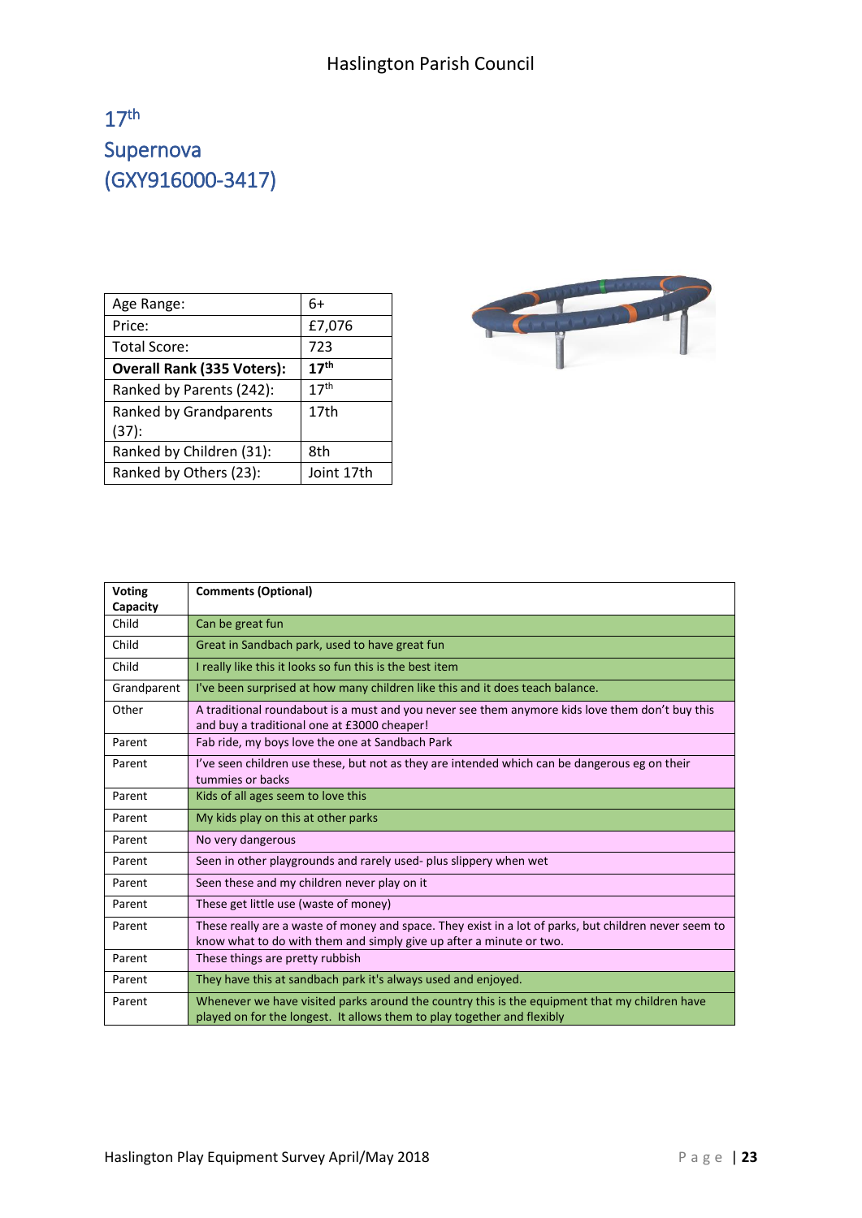## 17th Supernova (GXY916000-3417)

| Age Range: | 6+ |
|---|---|
| Price: | £7,076 |
| Total Score: | 723 |
| **Overall Rank (335 Voters):** | **17th** |
| Ranked by Parents (242): | 17th |
| Ranked by Grandparents (37): | 17th |
| Ranked by Children (31): | 8th |
| Ranked by Others (23): | Joint 17th |

| Voting Capacity | Comments (Optional) |
|---|---|
| Child | Can be great fun |
| Child | Great in Sandbach park, used to have great fun |
| Child | I really like this it looks so fun this is the best item |
| Grandparent | I've been surprised at how many children like this and it does teach balance. |
| Other | A traditional roundabout is a must and you never see them anymore kids love them don't buy this and buy a traditional one at £3000 cheaper! |
| Parent | Fab ride, my boys love the one at Sandbach Park |
| Parent | I've seen children use these, but not as they are intended which can be dangerous eg on their tummies or backs |
| Parent | Kids of all ages seem to love this |
| Parent | My kids play on this at other parks |
| Parent | No very dangerous |
| Parent | Seen in other playgrounds and rarely used- plus slippery when wet |
| Parent | Seen these and my children never play on it |
| Parent | These get little use (waste of money) |
| Parent | These really are a waste of money and space. They exist in a lot of parks, but children never seem to know what to do with them and simply give up after a minute or two. |
| Parent | These things are pretty rubbish |
| Parent | They have this at sandbach park it's always used and enjoyed. |
| Parent | Whenever we have visited parks around the country this is the equipment that my children have played on for the longest. It allows them to play together and flexibly |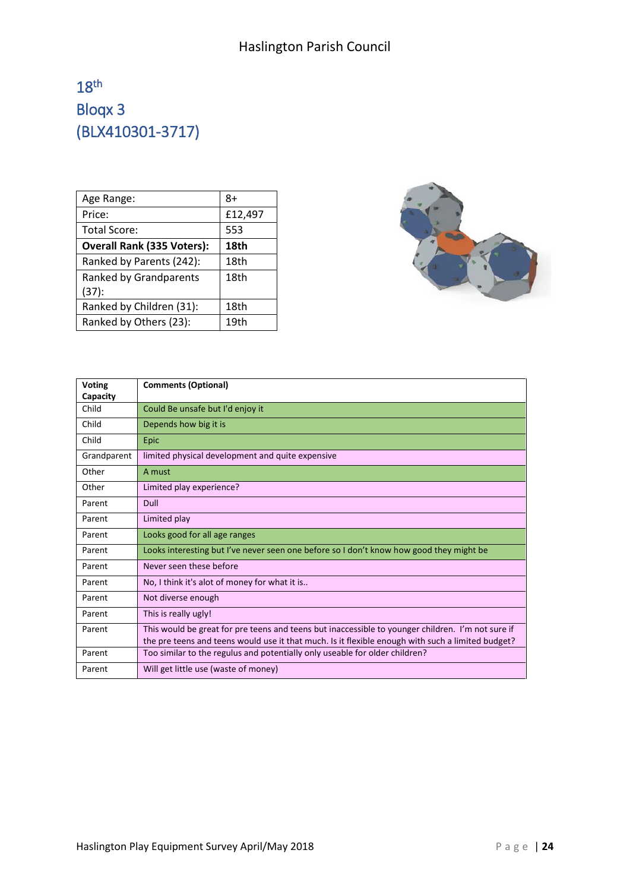## 18th
## Bloqx 3
## (BLX410301-3717)

| | |
|---|---|
| Age Range: | 8+ |
| Price: | £12,497 |
| Total Score: | 553 |
| **Overall Rank (335 Voters):** | **18th** |
| Ranked by Parents (242): | 18th |
| Ranked by Grandparents (37): | 18th |
| Ranked by Children (31): | 18th |
| Ranked by Others (23): | 19th |

| **Voting Capacity** | **Comments (Optional)** |
|---|---|
| Child | Could Be unsafe but I'd enjoy it |
| Child | Depends how big it is |
| Child | Epic |
| Grandparent | limited physical development and quite expensive |
| Other | A must |
| Other | Limited play experience? |
| Parent | Dull |
| Parent | Limited play |
| Parent | Looks good for all age ranges |
| Parent | Looks interesting but I've never seen one before so I don't know how good they might be |
| Parent | Never seen these before |
| Parent | No, I think it's alot of money for what it is.. |
| Parent | Not diverse enough |
| Parent | This is really ugly! |
| Parent | This would be great for pre teens and teens but inaccessible to younger children. I'm not sure if the pre teens and teens would use it that much. Is it flexible enough with such a limited budget? |
| Parent | Too similar to the regulus and potentially only useable for older children? |
| Parent | Will get little use (waste of money) |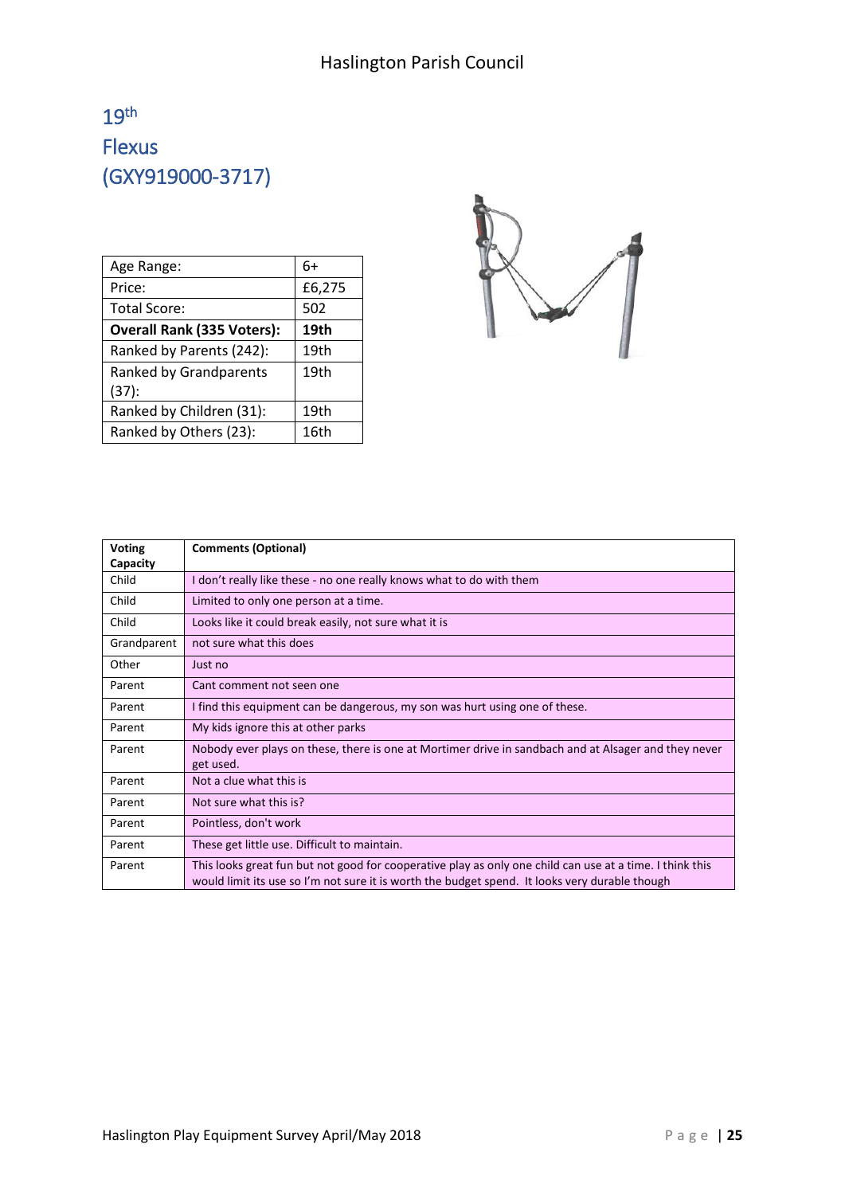# 19th
# Flexus
# (GXY919000-3717)

| | |
|---|---|
| Age Range: | 6+ |
| Price: | £6,275 |
| Total Score: | 502 |
| **Overall Rank (335 Voters):** | **19th** |
| Ranked by Parents (242): | 19th |
| Ranked by Grandparents (37): | 19th |
| Ranked by Children (31): | 19th |
| Ranked by Others (23): | 16th |

| Voting Capacity | Comments (Optional) |
|---|---|
| Child | I don't really like these - no one really knows what to do with them |
| Child | Limited to only one person at a time. |
| Child | Looks like it could break easily, not sure what it is |
| Grandparent | not sure what this does |
| Other | Just no |
| Parent | Cant comment not seen one |
| Parent | I find this equipment can be dangerous, my son was hurt using one of these. |
| Parent | My kids ignore this at other parks |
| Parent | Nobody ever plays on these, there is one at Mortimer drive in sandbach and at Alsager and they never get used. |
| Parent | Not a clue what this is |
| Parent | Not sure what this is? |
| Parent | Pointless, don't work |
| Parent | These get little use. Difficult to maintain. |
| Parent | This looks great fun but not good for cooperative play as only one child can use at a time. I think this would limit its use so I'm not sure it is worth the budget spend. It looks very durable though |